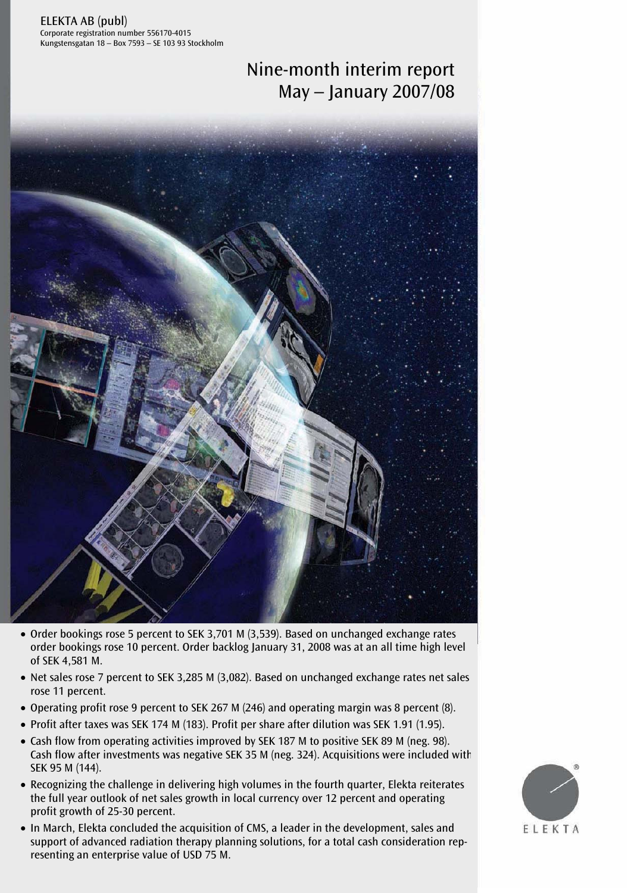ELEKTA AB (publ)
Corporate registration number 556170-4015
Kungstensgatan 18 – Box 7593 – SE 103 93 Stockholm

# Nine-month interim report May – January 2007/08

- Order bookings rose 5 percent to SEK 3,701 M (3,539). Based on unchanged exchange rates order bookings rose 10 percent. Order backlog January 31, 2008 was at an all time high level of SEK 4,581 M.
- Net sales rose 7 percent to SEK 3,285 M (3,082). Based on unchanged exchange rates net sales rose 11 percent.
- Operating profit rose 9 percent to SEK 267 M (246) and operating margin was 8 percent (8).
- Profit after taxes was SEK 174 M (183). Profit per share after dilution was SEK 1.91 (1.95).
- Cash flow from operating activities improved by SEK 187 M to positive SEK 89 M (neg. 98). Cash flow after investments was negative SEK 35 M (neg. 324). Acquisitions were included with SEK 95 M (144).
- Recognizing the challenge in delivering high volumes in the fourth quarter, Elekta reiterates the full year outlook of net sales growth in local currency over 12 percent and operating profit growth of 25-30 percent.
- In March, Elekta concluded the acquisition of CMS, a leader in the development, sales and support of advanced radiation therapy planning solutions, for a total cash consideration representing an enterprise value of USD 75 M.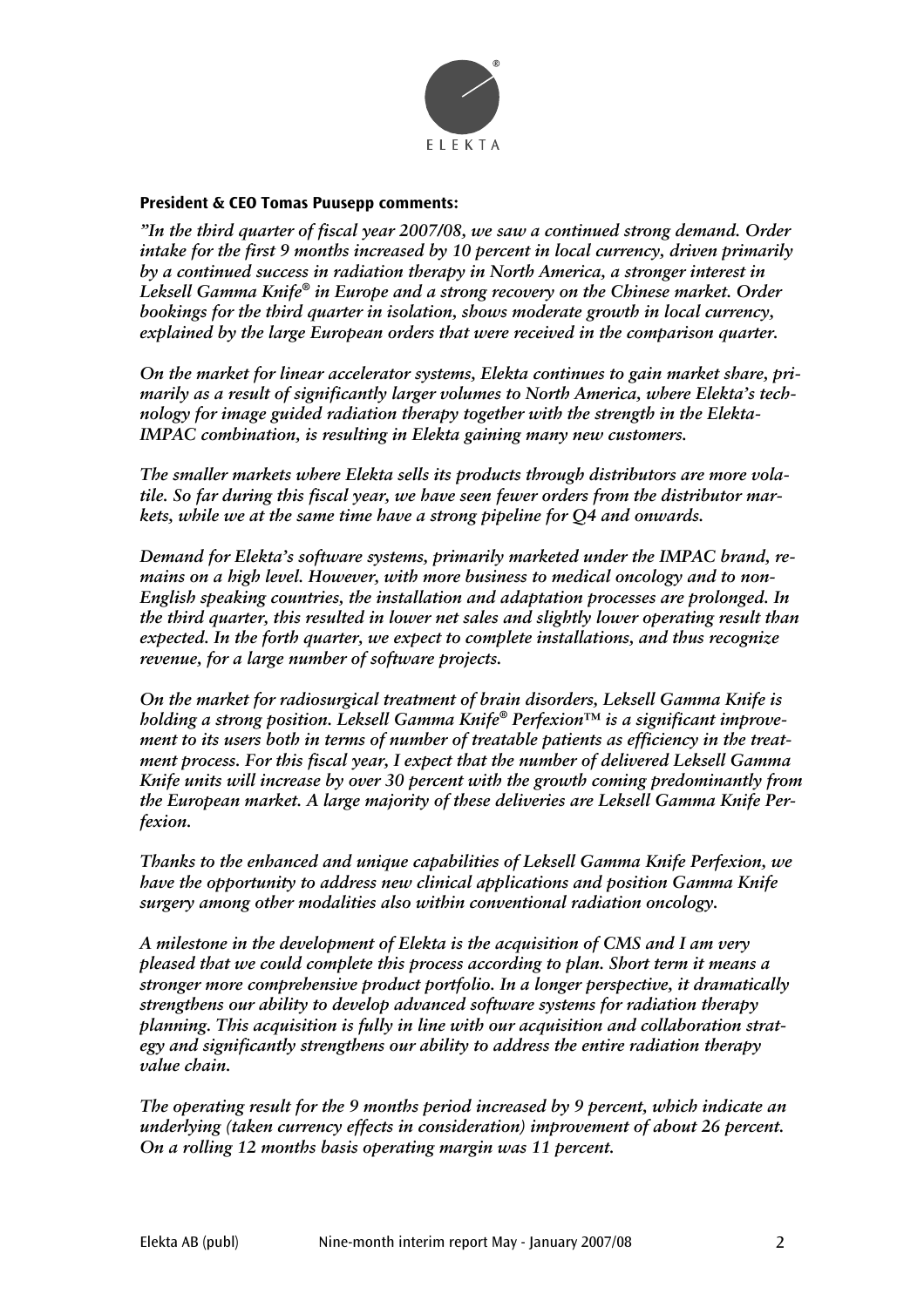**President & CEO Tomas Puusepp comments:**

*"In the third quarter of fiscal year 2007/08, we saw a continued strong demand. Order intake for the first 9 months increased by 10 percent in local currency, driven primarily by a continued success in radiation therapy in North America, a stronger interest in Leksell Gamma Knife® in Europe and a strong recovery on the Chinese market. Order bookings for the third quarter in isolation, shows moderate growth in local currency, explained by the large European orders that were received in the comparison quarter.*

*On the market for linear accelerator systems, Elekta continues to gain market share, primarily as a result of significantly larger volumes to North America, where Elekta's technology for image guided radiation therapy together with the strength in the Elekta-IMPAC combination, is resulting in Elekta gaining many new customers.*

*The smaller markets where Elekta sells its products through distributors are more volatile. So far during this fiscal year, we have seen fewer orders from the distributor markets, while we at the same time have a strong pipeline for Q4 and onwards.*

*Demand for Elekta's software systems, primarily marketed under the IMPAC brand, remains on a high level. However, with more business to medical oncology and to non-English speaking countries, the installation and adaptation processes are prolonged. In the third quarter, this resulted in lower net sales and slightly lower operating result than expected. In the forth quarter, we expect to complete installations, and thus recognize revenue, for a large number of software projects.*

*On the market for radiosurgical treatment of brain disorders, Leksell Gamma Knife is holding a strong position. Leksell Gamma Knife® Perfexion™ is a significant improvement to its users both in terms of number of treatable patients as efficiency in the treatment process. For this fiscal year, I expect that the number of delivered Leksell Gamma Knife units will increase by over 30 percent with the growth coming predominantly from the European market. A large majority of these deliveries are Leksell Gamma Knife Perfexion.*

*Thanks to the enhanced and unique capabilities of Leksell Gamma Knife Perfexion, we have the opportunity to address new clinical applications and position Gamma Knife surgery among other modalities also within conventional radiation oncology.*

*A milestone in the development of Elekta is the acquisition of CMS and I am very pleased that we could complete this process according to plan. Short term it means a stronger more comprehensive product portfolio. In a longer perspective, it dramatically strengthens our ability to develop advanced software systems for radiation therapy planning. This acquisition is fully in line with our acquisition and collaboration strategy and significantly strengthens our ability to address the entire radiation therapy value chain.*

*The operating result for the 9 months period increased by 9 percent, which indicate an underlying (taken currency effects in consideration) improvement of about 26 percent. On a rolling 12 months basis operating margin was 11 percent.*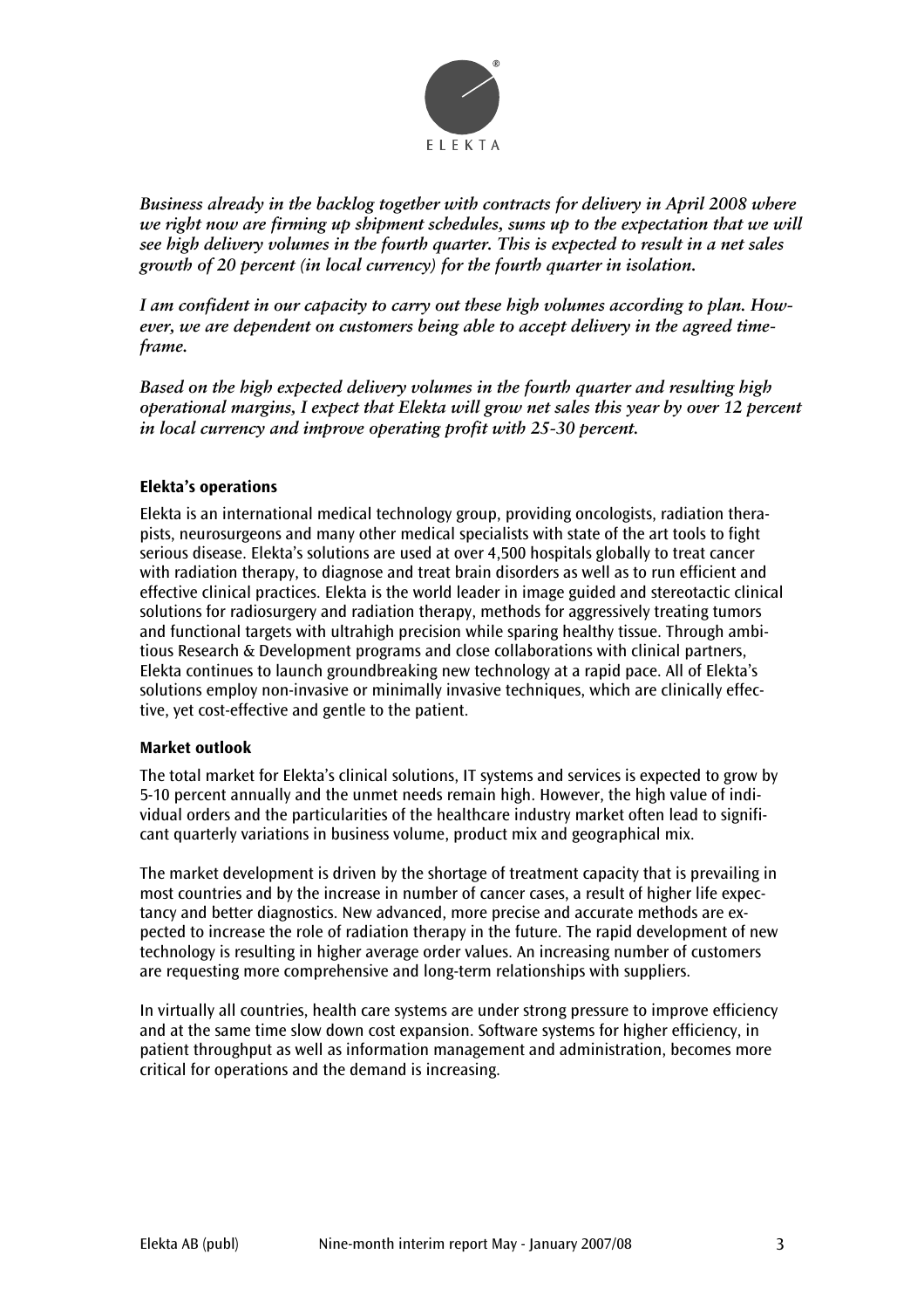*Business already in the backlog together with contracts for delivery in April 2008 where we right now are firming up shipment schedules, sums up to the expectation that we will see high delivery volumes in the fourth quarter. This is expected to result in a net sales growth of 20 percent (in local currency) for the fourth quarter in isolation.*

*I am confident in our capacity to carry out these high volumes according to plan. However, we are dependent on customers being able to accept delivery in the agreed timeframe.*

*Based on the high expected delivery volumes in the fourth quarter and resulting high operational margins, I expect that Elekta will grow net sales this year by over 12 percent in local currency and improve operating profit with 25-30 percent.*

## Elekta's operations

Elekta is an international medical technology group, providing oncologists, radiation therapists, neurosurgeons and many other medical specialists with state of the art tools to fight serious disease. Elekta's solutions are used at over 4,500 hospitals globally to treat cancer with radiation therapy, to diagnose and treat brain disorders as well as to run efficient and effective clinical practices. Elekta is the world leader in image guided and stereotactic clinical solutions for radiosurgery and radiation therapy, methods for aggressively treating tumors and functional targets with ultrahigh precision while sparing healthy tissue. Through ambitious Research & Development programs and close collaborations with clinical partners, Elekta continues to launch groundbreaking new technology at a rapid pace. All of Elekta's solutions employ non-invasive or minimally invasive techniques, which are clinically effective, yet cost-effective and gentle to the patient.

## Market outlook

The total market for Elekta's clinical solutions, IT systems and services is expected to grow by 5-10 percent annually and the unmet needs remain high. However, the high value of individual orders and the particularities of the healthcare industry market often lead to significant quarterly variations in business volume, product mix and geographical mix.

The market development is driven by the shortage of treatment capacity that is prevailing in most countries and by the increase in number of cancer cases, a result of higher life expectancy and better diagnostics. New advanced, more precise and accurate methods are expected to increase the role of radiation therapy in the future. The rapid development of new technology is resulting in higher average order values. An increasing number of customers are requesting more comprehensive and long-term relationships with suppliers.

In virtually all countries, health care systems are under strong pressure to improve efficiency and at the same time slow down cost expansion. Software systems for higher efficiency, in patient throughput as well as information management and administration, becomes more critical for operations and the demand is increasing.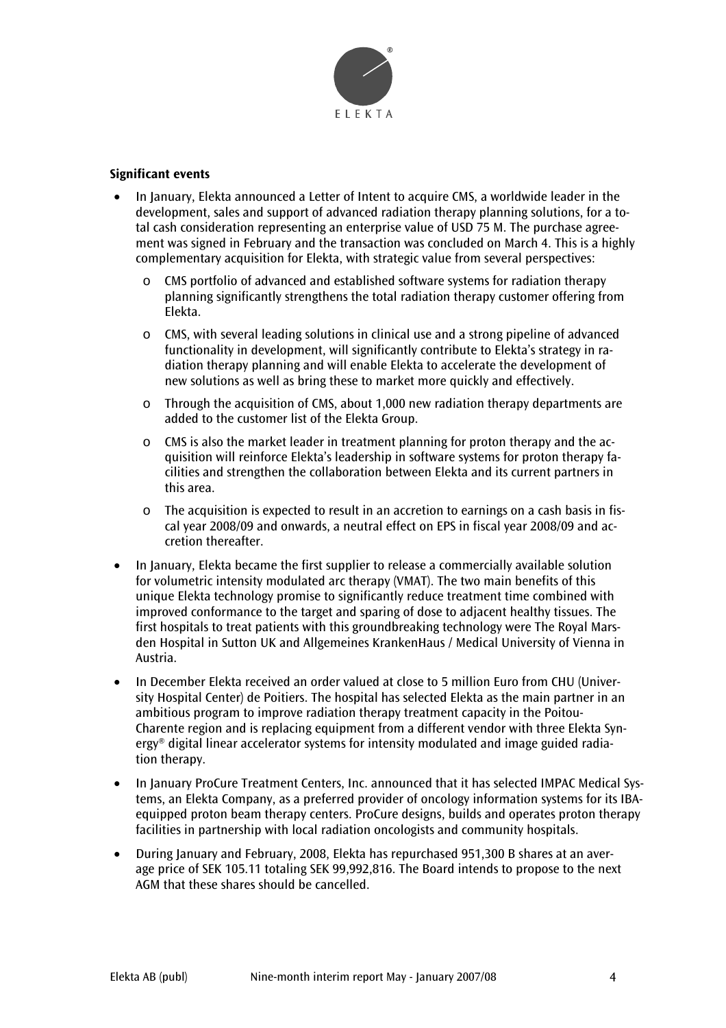**Significant events**

- In January, Elekta announced a Letter of Intent to acquire CMS, a worldwide leader in the development, sales and support of advanced radiation therapy planning solutions, for a total cash consideration representing an enterprise value of USD 75 M. The purchase agreement was signed in February and the transaction was concluded on March 4. This is a highly complementary acquisition for Elekta, with strategic value from several perspectives:
  - CMS portfolio of advanced and established software systems for radiation therapy planning significantly strengthens the total radiation therapy customer offering from Elekta.
  - CMS, with several leading solutions in clinical use and a strong pipeline of advanced functionality in development, will significantly contribute to Elekta's strategy in radiation therapy planning and will enable Elekta to accelerate the development of new solutions as well as bring these to market more quickly and effectively.
  - Through the acquisition of CMS, about 1,000 new radiation therapy departments are added to the customer list of the Elekta Group.
  - CMS is also the market leader in treatment planning for proton therapy and the acquisition will reinforce Elekta's leadership in software systems for proton therapy facilities and strengthen the collaboration between Elekta and its current partners in this area.
  - The acquisition is expected to result in an accretion to earnings on a cash basis in fiscal year 2008/09 and onwards, a neutral effect on EPS in fiscal year 2008/09 and accretion thereafter.
- In January, Elekta became the first supplier to release a commercially available solution for volumetric intensity modulated arc therapy (VMAT). The two main benefits of this unique Elekta technology promise to significantly reduce treatment time combined with improved conformance to the target and sparing of dose to adjacent healthy tissues. The first hospitals to treat patients with this groundbreaking technology were The Royal Marsden Hospital in Sutton UK and Allgemeines KrankenHaus / Medical University of Vienna in Austria.
- In December Elekta received an order valued at close to 5 million Euro from CHU (University Hospital Center) de Poitiers. The hospital has selected Elekta as the main partner in an ambitious program to improve radiation therapy treatment capacity in the Poitou-Charente region and is replacing equipment from a different vendor with three Elekta Synergy® digital linear accelerator systems for intensity modulated and image guided radiation therapy.
- In January ProCure Treatment Centers, Inc. announced that it has selected IMPAC Medical Systems, an Elekta Company, as a preferred provider of oncology information systems for its IBA-equipped proton beam therapy centers. ProCure designs, builds and operates proton therapy facilities in partnership with local radiation oncologists and community hospitals.
- During January and February, 2008, Elekta has repurchased 951,300 B shares at an average price of SEK 105.11 totaling SEK 99,992,816. The Board intends to propose to the next AGM that these shares should be cancelled.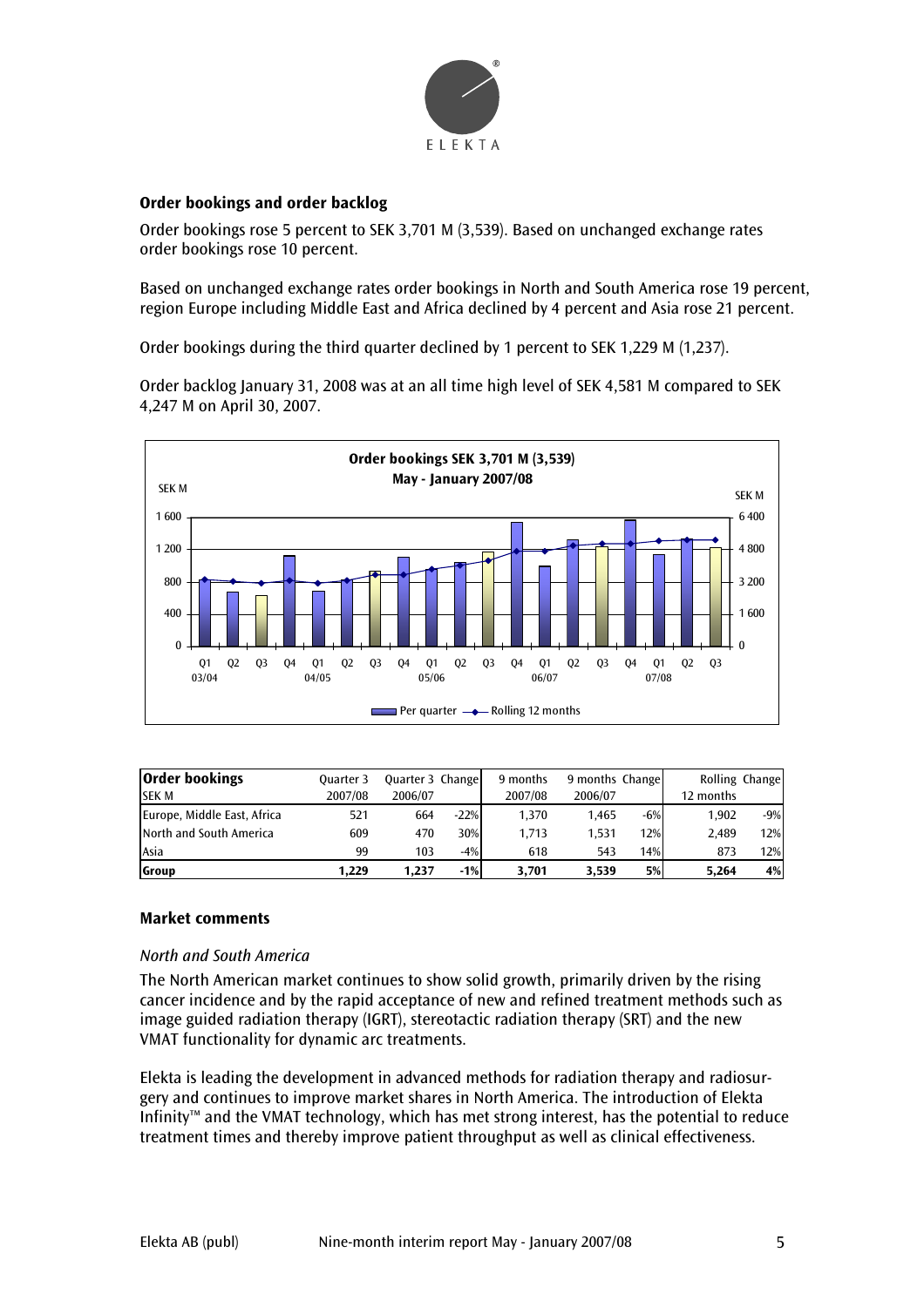## Order bookings and order backlog

Order bookings rose 5 percent to SEK 3,701 M (3,539). Based on unchanged exchange rates order bookings rose 10 percent.

Based on unchanged exchange rates order bookings in North and South America rose 19 percent, region Europe including Middle East and Africa declined by 4 percent and Asia rose 21 percent.

Order bookings during the third quarter declined by 1 percent to SEK 1,229 M (1,237).

Order backlog January 31, 2008 was at an all time high level of SEK 4,581 M compared to SEK 4,247 M on April 30, 2007.

**Order bookings SEK 3,701 M (3,539)**
**May - January 2007/08**

| Order bookings SEK M | Quarter 3 2007/08 | Quarter 3 2006/07 | Change | 9 months 2007/08 | 9 months 2006/07 | Change | Rolling 12 months | Change |
|---|---|---|---|---|---|---|---|---|
| Europe, Middle East, Africa | 521 | 664 | -22% | 1,370 | 1,465 | -6% | 1,902 | -9% |
| North and South America | 609 | 470 | 30% | 1,713 | 1,531 | 12% | 2,489 | 12% |
| Asia | 99 | 103 | -4% | 618 | 543 | 14% | 873 | 12% |
| **Group** | **1,229** | **1,237** | **-1%** | **3,701** | **3,539** | **5%** | **5,264** | **4%** |

## Market comments

*North and South America*

The North American market continues to show solid growth, primarily driven by the rising cancer incidence and by the rapid acceptance of new and refined treatment methods such as image guided radiation therapy (IGRT), stereotactic radiation therapy (SRT) and the new VMAT functionality for dynamic arc treatments.

Elekta is leading the development in advanced methods for radiation therapy and radiosurgery and continues to improve market shares in North America. The introduction of Elekta Infinity™ and the VMAT technology, which has met strong interest, has the potential to reduce treatment times and thereby improve patient throughput as well as clinical effectiveness.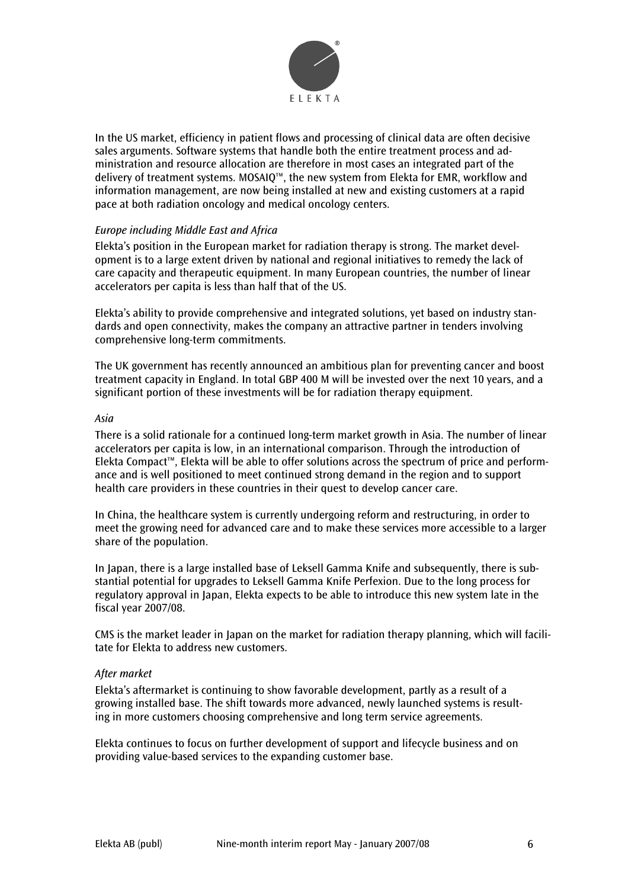In the US market, efficiency in patient flows and processing of clinical data are often decisive sales arguments. Software systems that handle both the entire treatment process and administration and resource allocation are therefore in most cases an integrated part of the delivery of treatment systems. MOSAIQ™, the new system from Elekta for EMR, workflow and information management, are now being installed at new and existing customers at a rapid pace at both radiation oncology and medical oncology centers.

*Europe including Middle East and Africa*

Elekta's position in the European market for radiation therapy is strong. The market development is to a large extent driven by national and regional initiatives to remedy the lack of care capacity and therapeutic equipment. In many European countries, the number of linear accelerators per capita is less than half that of the US.

Elekta's ability to provide comprehensive and integrated solutions, yet based on industry standards and open connectivity, makes the company an attractive partner in tenders involving comprehensive long-term commitments.

The UK government has recently announced an ambitious plan for preventing cancer and boost treatment capacity in England. In total GBP 400 M will be invested over the next 10 years, and a significant portion of these investments will be for radiation therapy equipment.

*Asia*

There is a solid rationale for a continued long-term market growth in Asia. The number of linear accelerators per capita is low, in an international comparison. Through the introduction of Elekta Compact™, Elekta will be able to offer solutions across the spectrum of price and performance and is well positioned to meet continued strong demand in the region and to support health care providers in these countries in their quest to develop cancer care.

In China, the healthcare system is currently undergoing reform and restructuring, in order to meet the growing need for advanced care and to make these services more accessible to a larger share of the population.

In Japan, there is a large installed base of Leksell Gamma Knife and subsequently, there is substantial potential for upgrades to Leksell Gamma Knife Perfexion. Due to the long process for regulatory approval in Japan, Elekta expects to be able to introduce this new system late in the fiscal year 2007/08.

CMS is the market leader in Japan on the market for radiation therapy planning, which will facilitate for Elekta to address new customers.

*After market*

Elekta's aftermarket is continuing to show favorable development, partly as a result of a growing installed base. The shift towards more advanced, newly launched systems is resulting in more customers choosing comprehensive and long term service agreements.

Elekta continues to focus on further development of support and lifecycle business and on providing value-based services to the expanding customer base.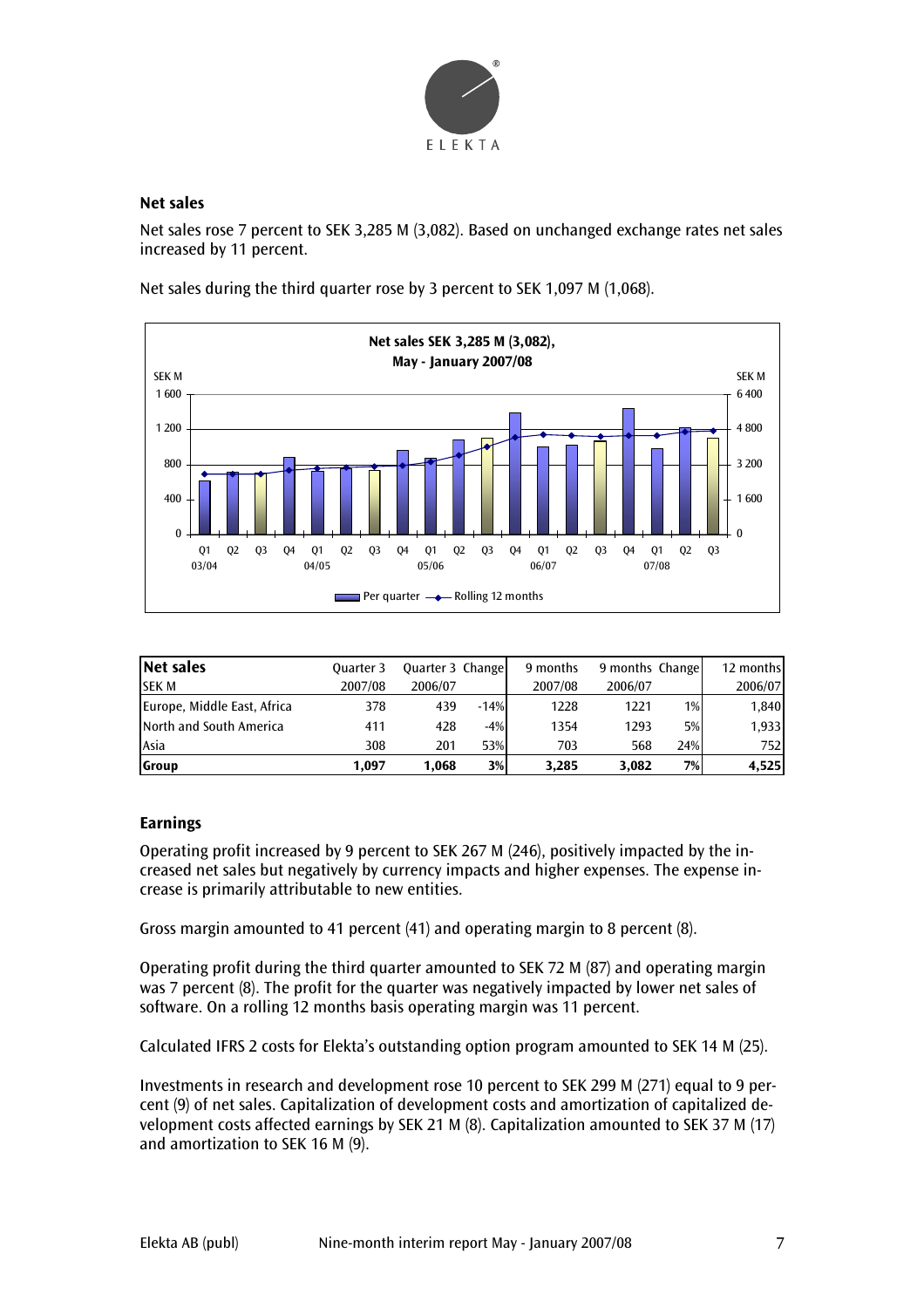## Net sales

Net sales rose 7 percent to SEK 3,285 M (3,082). Based on unchanged exchange rates net sales increased by 11 percent.

Net sales during the third quarter rose by 3 percent to SEK 1,097 M (1,068).

| Net sales | Quarter 3 | Quarter 3 | Change | 9 months | 9 months | Change | 12 months |
|---|---|---|---|---|---|---|---|
| SEK M | 2007/08 | 2006/07 | | 2007/08 | 2006/07 | | 2006/07 |
| Europe, Middle East, Africa | 378 | 439 | -14% | 1228 | 1221 | 1% | 1,840 |
| North and South America | 411 | 428 | -4% | 1354 | 1293 | 5% | 1,933 |
| Asia | 308 | 201 | 53% | 703 | 568 | 24% | 752 |
| **Group** | **1,097** | **1,068** | **3%** | **3,285** | **3,082** | **7%** | **4,525** |

## Earnings

Operating profit increased by 9 percent to SEK 267 M (246), positively impacted by the increased net sales but negatively by currency impacts and higher expenses. The expense increase is primarily attributable to new entities.

Gross margin amounted to 41 percent (41) and operating margin to 8 percent (8).

Operating profit during the third quarter amounted to SEK 72 M (87) and operating margin was 7 percent (8). The profit for the quarter was negatively impacted by lower net sales of software. On a rolling 12 months basis operating margin was 11 percent.

Calculated IFRS 2 costs for Elekta's outstanding option program amounted to SEK 14 M (25).

Investments in research and development rose 10 percent to SEK 299 M (271) equal to 9 percent (9) of net sales. Capitalization of development costs and amortization of capitalized development costs affected earnings by SEK 21 M (8). Capitalization amounted to SEK 37 M (17) and amortization to SEK 16 M (9).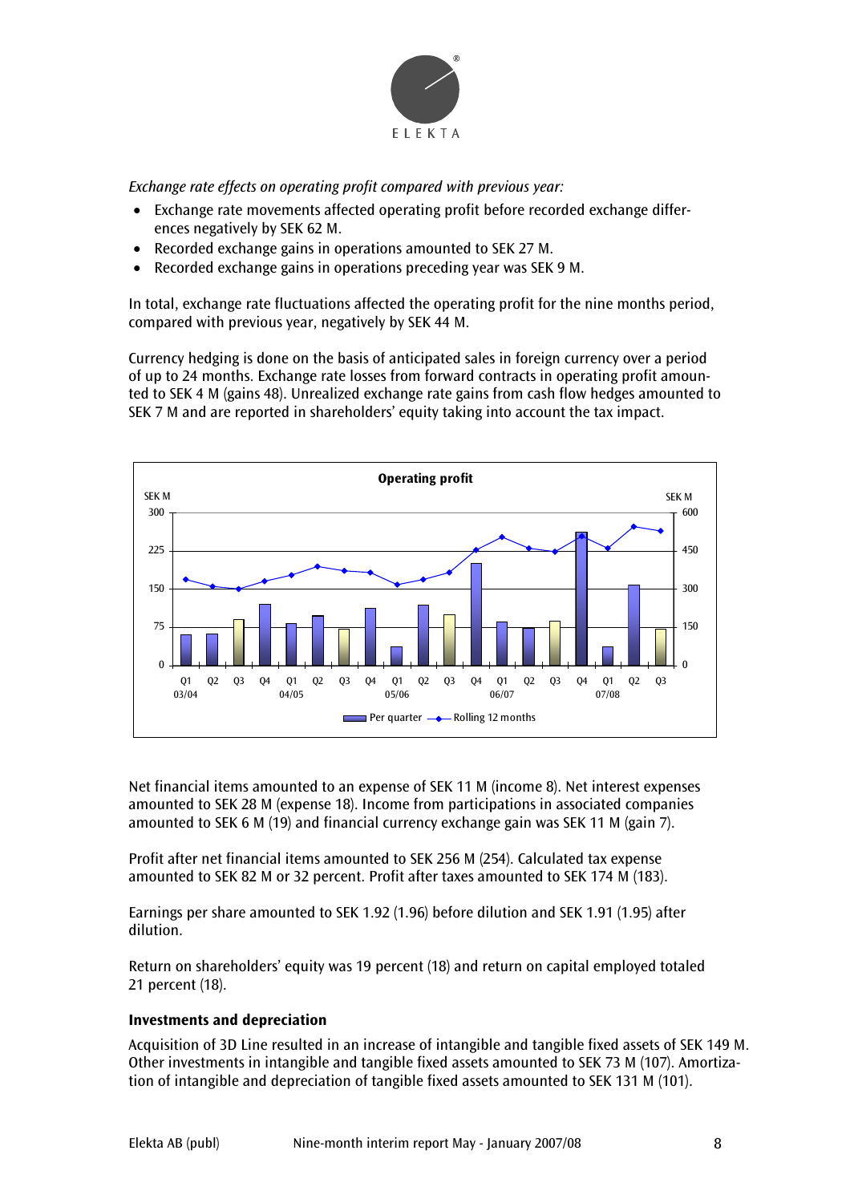*Exchange rate effects on operating profit compared with previous year:*

- Exchange rate movements affected operating profit before recorded exchange differences negatively by SEK 62 M.
- Recorded exchange gains in operations amounted to SEK 27 M.
- Recorded exchange gains in operations preceding year was SEK 9 M.

In total, exchange rate fluctuations affected the operating profit for the nine months period, compared with previous year, negatively by SEK 44 M.

Currency hedging is done on the basis of anticipated sales in foreign currency over a period of up to 24 months. Exchange rate losses from forward contracts in operating profit amounted to SEK 4 M (gains 48). Unrealized exchange rate gains from cash flow hedges amounted to SEK 7 M and are reported in shareholders' equity taking into account the tax impact.

**Operating profit**

Net financial items amounted to an expense of SEK 11 M (income 8). Net interest expenses amounted to SEK 28 M (expense 18). Income from participations in associated companies amounted to SEK 6 M (19) and financial currency exchange gain was SEK 11 M (gain 7).

Profit after net financial items amounted to SEK 256 M (254). Calculated tax expense amounted to SEK 82 M or 32 percent. Profit after taxes amounted to SEK 174 M (183).

Earnings per share amounted to SEK 1.92 (1.96) before dilution and SEK 1.91 (1.95) after dilution.

Return on shareholders' equity was 19 percent (18) and return on capital employed totaled 21 percent (18).

**Investments and depreciation**

Acquisition of 3D Line resulted in an increase of intangible and tangible fixed assets of SEK 149 M. Other investments in intangible and tangible fixed assets amounted to SEK 73 M (107). Amortization of intangible and depreciation of tangible fixed assets amounted to SEK 131 M (101).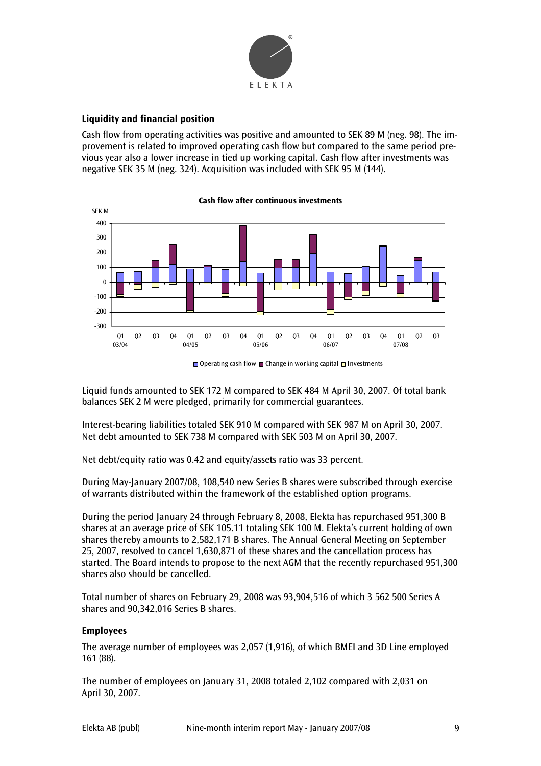## Liquidity and financial position

Cash flow from operating activities was positive and amounted to SEK 89 M (neg. 98). The improvement is related to improved operating cash flow but compared to the same period previous year also a lower increase in tied up working capital. Cash flow after investments was negative SEK 35 M (neg. 324). Acquisition was included with SEK 95 M (144).

Liquid funds amounted to SEK 172 M compared to SEK 484 M April 30, 2007. Of total bank balances SEK 2 M were pledged, primarily for commercial guarantees.

Interest-bearing liabilities totaled SEK 910 M compared with SEK 987 M on April 30, 2007. Net debt amounted to SEK 738 M compared with SEK 503 M on April 30, 2007.

Net debt/equity ratio was 0.42 and equity/assets ratio was 33 percent.

During May-January 2007/08, 108,540 new Series B shares were subscribed through exercise of warrants distributed within the framework of the established option programs.

During the period January 24 through February 8, 2008, Elekta has repurchased 951,300 B shares at an average price of SEK 105.11 totaling SEK 100 M. Elekta's current holding of own shares thereby amounts to 2,582,171 B shares. The Annual General Meeting on September 25, 2007, resolved to cancel 1,630,871 of these shares and the cancellation process has started. The Board intends to propose to the next AGM that the recently repurchased 951,300 shares also should be cancelled.

Total number of shares on February 29, 2008 was 93,904,516 of which 3 562 500 Series A shares and 90,342,016 Series B shares.

## Employees

The average number of employees was 2,057 (1,916), of which BMEI and 3D Line employed 161 (88).

The number of employees on January 31, 2008 totaled 2,102 compared with 2,031 on April 30, 2007.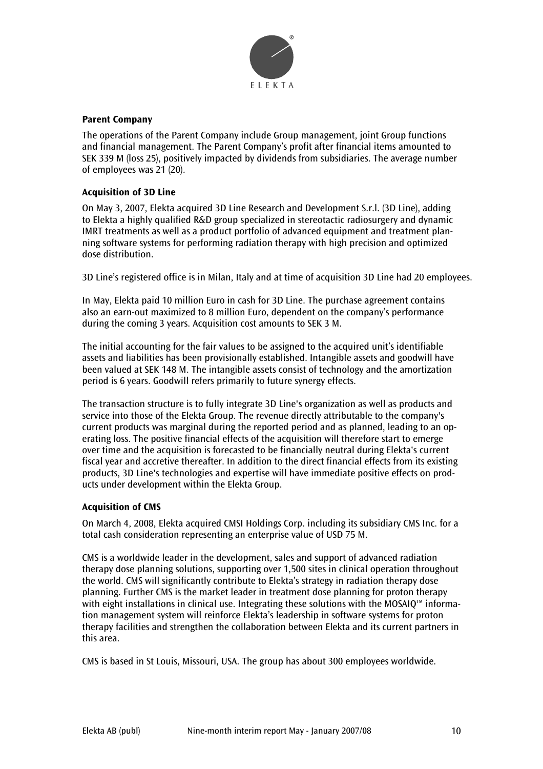**Parent Company**

The operations of the Parent Company include Group management, joint Group functions and financial management. The Parent Company's profit after financial items amounted to SEK 339 M (loss 25), positively impacted by dividends from subsidiaries. The average number of employees was 21 (20).

**Acquisition of 3D Line**

On May 3, 2007, Elekta acquired 3D Line Research and Development S.r.l. (3D Line), adding to Elekta a highly qualified R&D group specialized in stereotactic radiosurgery and dynamic IMRT treatments as well as a product portfolio of advanced equipment and treatment planning software systems for performing radiation therapy with high precision and optimized dose distribution.

3D Line's registered office is in Milan, Italy and at time of acquisition 3D Line had 20 employees.

In May, Elekta paid 10 million Euro in cash for 3D Line. The purchase agreement contains also an earn-out maximized to 8 million Euro, dependent on the company's performance during the coming 3 years. Acquisition cost amounts to SEK 3 M.

The initial accounting for the fair values to be assigned to the acquired unit's identifiable assets and liabilities has been provisionally established. Intangible assets and goodwill have been valued at SEK 148 M. The intangible assets consist of technology and the amortization period is 6 years. Goodwill refers primarily to future synergy effects.

The transaction structure is to fully integrate 3D Line's organization as well as products and service into those of the Elekta Group. The revenue directly attributable to the company's current products was marginal during the reported period and as planned, leading to an operating loss. The positive financial effects of the acquisition will therefore start to emerge over time and the acquisition is forecasted to be financially neutral during Elekta's current fiscal year and accretive thereafter. In addition to the direct financial effects from its existing products, 3D Line's technologies and expertise will have immediate positive effects on products under development within the Elekta Group.

**Acquisition of CMS**

On March 4, 2008, Elekta acquired CMSI Holdings Corp. including its subsidiary CMS Inc. for a total cash consideration representing an enterprise value of USD 75 M.

CMS is a worldwide leader in the development, sales and support of advanced radiation therapy dose planning solutions, supporting over 1,500 sites in clinical operation throughout the world. CMS will significantly contribute to Elekta's strategy in radiation therapy dose planning. Further CMS is the market leader in treatment dose planning for proton therapy with eight installations in clinical use. Integrating these solutions with the MOSAIQ™ information management system will reinforce Elekta's leadership in software systems for proton therapy facilities and strengthen the collaboration between Elekta and its current partners in this area.

CMS is based in St Louis, Missouri, USA. The group has about 300 employees worldwide.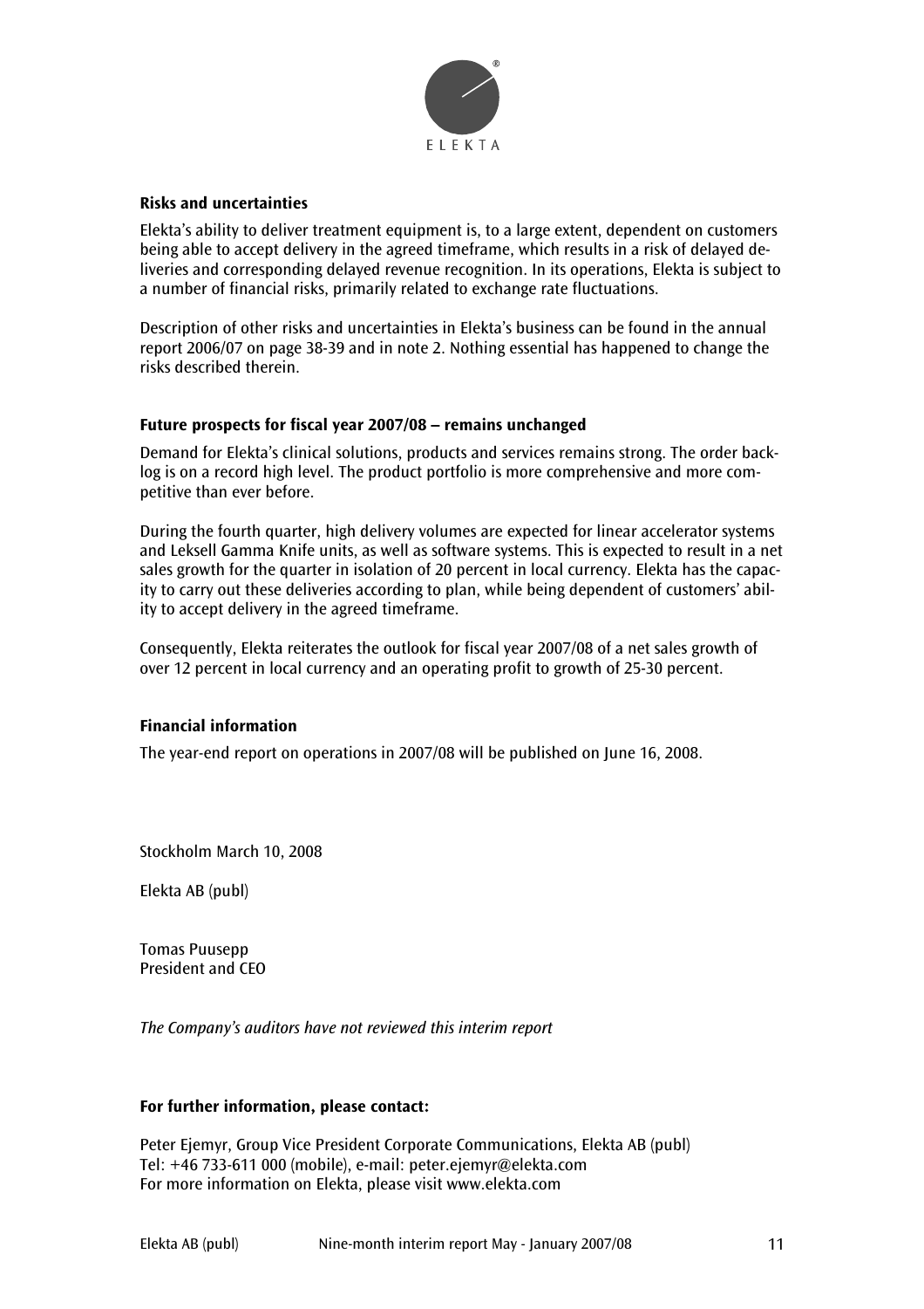ELEKTA

**Risks and uncertainties**

Elekta's ability to deliver treatment equipment is, to a large extent, dependent on customers being able to accept delivery in the agreed timeframe, which results in a risk of delayed deliveries and corresponding delayed revenue recognition. In its operations, Elekta is subject to a number of financial risks, primarily related to exchange rate fluctuations.

Description of other risks and uncertainties in Elekta's business can be found in the annual report 2006/07 on page 38-39 and in note 2. Nothing essential has happened to change the risks described therein.

**Future prospects for fiscal year 2007/08 – remains unchanged**

Demand for Elekta's clinical solutions, products and services remains strong. The order backlog is on a record high level. The product portfolio is more comprehensive and more competitive than ever before.

During the fourth quarter, high delivery volumes are expected for linear accelerator systems and Leksell Gamma Knife units, as well as software systems. This is expected to result in a net sales growth for the quarter in isolation of 20 percent in local currency. Elekta has the capacity to carry out these deliveries according to plan, while being dependent of customers' ability to accept delivery in the agreed timeframe.

Consequently, Elekta reiterates the outlook for fiscal year 2007/08 of a net sales growth of over 12 percent in local currency and an operating profit to growth of 25-30 percent.

**Financial information**

The year-end report on operations in 2007/08 will be published on June 16, 2008.

Stockholm March 10, 2008

Elekta AB (publ)

Tomas Puusepp
President and CEO

*The Company's auditors have not reviewed this interim report*

**For further information, please contact:**

Peter Ejemyr, Group Vice President Corporate Communications, Elekta AB (publ)
Tel: +46 733-611 000 (mobile), e-mail: peter.ejemyr@elekta.com
For more information on Elekta, please visit www.elekta.com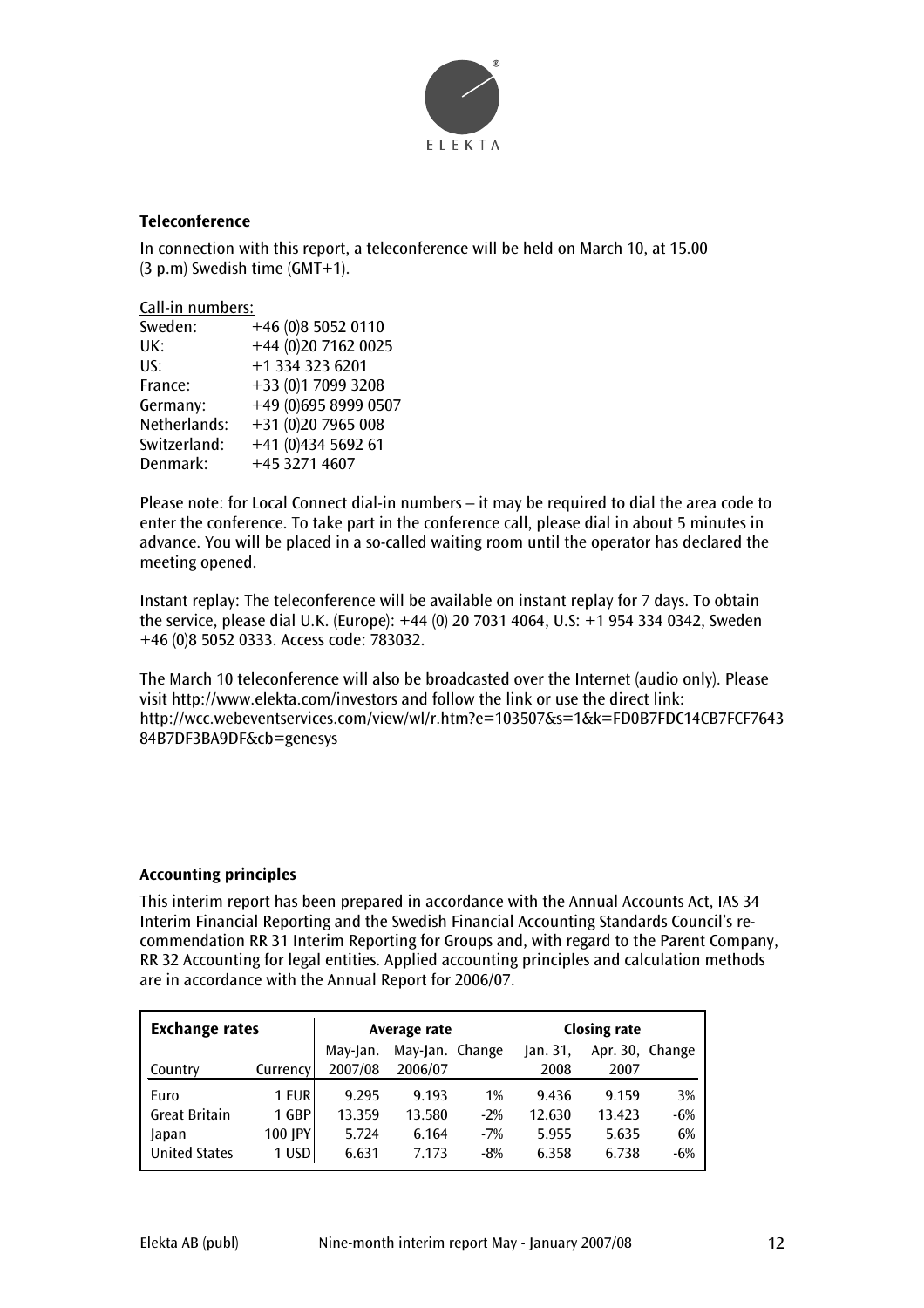### Teleconference

In connection with this report, a teleconference will be held on March 10, at 15.00 (3 p.m) Swedish time (GMT+1).

Call-in numbers:

| | |
|---|---|
| Sweden: | +46 (0)8 5052 0110 |
| UK: | +44 (0)20 7162 0025 |
| US: | +1 334 323 6201 |
| France: | +33 (0)1 7099 3208 |
| Germany: | +49 (0)695 8999 0507 |
| Netherlands: | +31 (0)20 7965 008 |
| Switzerland: | +41 (0)434 5692 61 |
| Denmark: | +45 3271 4607 |

Please note: for Local Connect dial-in numbers – it may be required to dial the area code to enter the conference. To take part in the conference call, please dial in about 5 minutes in advance. You will be placed in a so-called waiting room until the operator has declared the meeting opened.

Instant replay: The teleconference will be available on instant replay for 7 days. To obtain the service, please dial U.K. (Europe): +44 (0) 20 7031 4064, U.S: +1 954 334 0342, Sweden +46 (0)8 5052 0333. Access code: 783032.

The March 10 teleconference will also be broadcasted over the Internet (audio only). Please visit http://www.elekta.com/investors and follow the link or use the direct link: http://wcc.webeventservices.com/view/wl/r.htm?e=103507&s=1&k=FD0B7FDC14CB7FCF764384B7DF3BA9DF&cb=genesys

### Accounting principles

This interim report has been prepared in accordance with the Annual Accounts Act, IAS 34 Interim Financial Reporting and the Swedish Financial Accounting Standards Council's recommendation RR 31 Interim Reporting for Groups and, with regard to the Parent Company, RR 32 Accounting for legal entities. Applied accounting principles and calculation methods are in accordance with the Annual Report for 2006/07.

| Exchange rates | | Average rate | | | Closing rate | | |
|---|---|---|---|---|---|---|---|
| Country | Currency | May-Jan. 2007/08 | May-Jan. 2006/07 | Change | Jan. 31, 2008 | Apr. 30, 2007 | Change |
| Euro | 1 EUR | 9.295 | 9.193 | 1% | 9.436 | 9.159 | 3% |
| Great Britain | 1 GBP | 13.359 | 13.580 | -2% | 12.630 | 13.423 | -6% |
| Japan | 100 JPY | 5.724 | 6.164 | -7% | 5.955 | 5.635 | 6% |
| United States | 1 USD | 6.631 | 7.173 | -8% | 6.358 | 6.738 | -6% |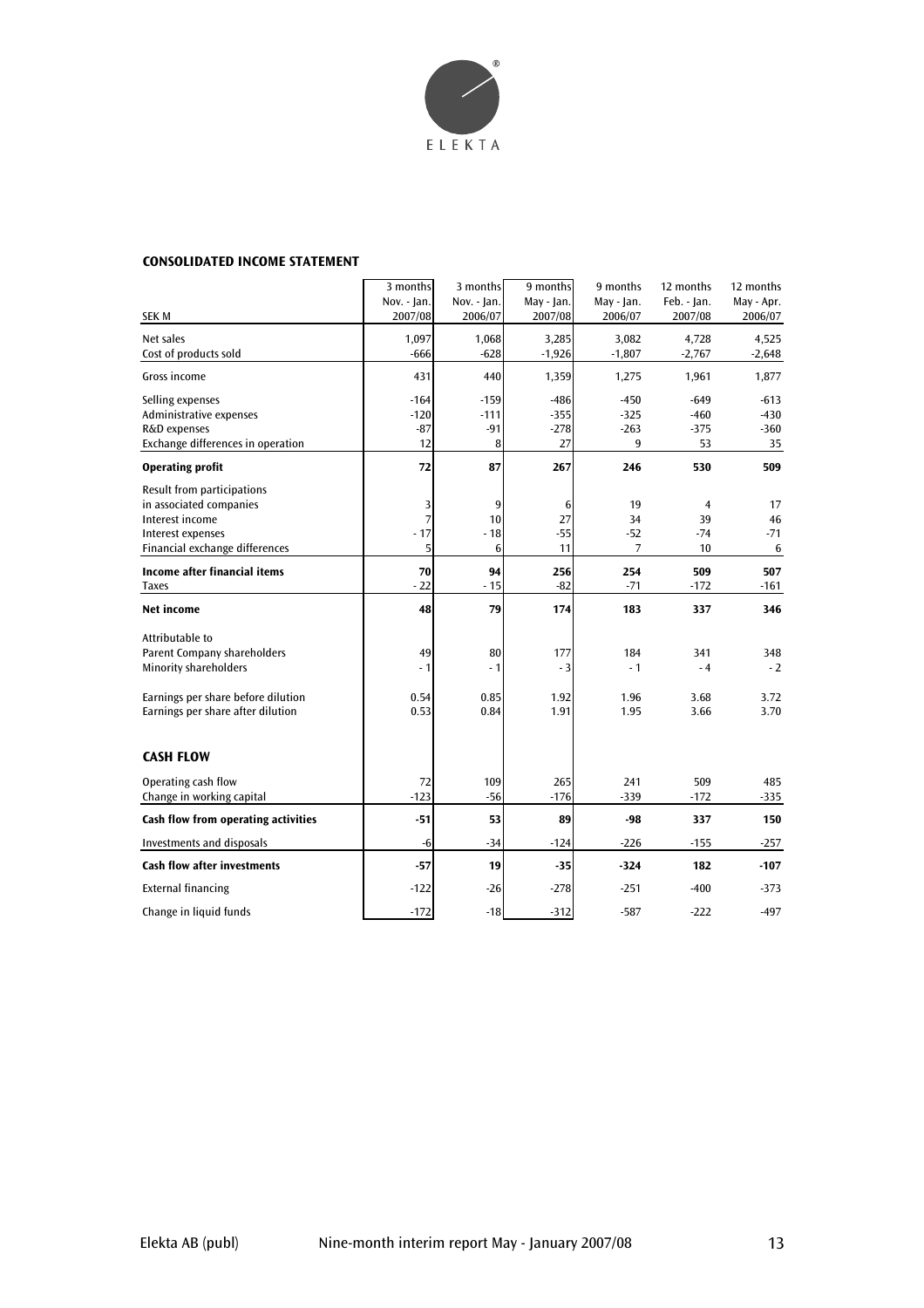ELEKTA

## CONSOLIDATED INCOME STATEMENT

| SEK M | 3 months Nov. - Jan. 2007/08 | 3 months Nov. - Jan. 2006/07 | 9 months May - Jan. 2007/08 | 9 months May - Jan. 2006/07 | 12 months Feb. - Jan. 2007/08 | 12 months May - Apr. 2006/07 |
|---|---|---|---|---|---|---|
| Net sales | 1,097 | 1,068 | 3,285 | 3,082 | 4,728 | 4,525 |
| Cost of products sold | -666 | -628 | -1,926 | -1,807 | -2,767 | -2,648 |
| Gross income | 431 | 440 | 1,359 | 1,275 | 1,961 | 1,877 |
| Selling expenses | -164 | -159 | -486 | -450 | -649 | -613 |
| Administrative expenses | -120 | -111 | -355 | -325 | -460 | -430 |
| R&D expenses | -87 | -91 | -278 | -263 | -375 | -360 |
| Exchange differences in operation | 12 | 8 | 27 | 9 | 53 | 35 |
| **Operating profit** | **72** | **87** | **267** | **246** | **530** | **509** |
| Result from participations in associated companies | 3 | 9 | 6 | 19 | 4 | 17 |
| Interest income | 7 | 10 | 27 | 34 | 39 | 46 |
| Interest expenses | - 17 | - 18 | -55 | -52 | -74 | -71 |
| Financial exchange differences | 5 | 6 | 11 | 7 | 10 | 6 |
| **Income after financial items** | **70** | **94** | **256** | **254** | **509** | **507** |
| Taxes | - 22 | - 15 | -82 | -71 | -172 | -161 |
| **Net income** | **48** | **79** | **174** | **183** | **337** | **346** |
| Attributable to | | | | | | |
| Parent Company shareholders | 49 | 80 | 177 | 184 | 341 | 348 |
| Minority shareholders | - 1 | - 1 | - 3 | - 1 | - 4 | - 2 |
| Earnings per share before dilution | 0.54 | 0.85 | 1.92 | 1.96 | 3.68 | 3.72 |
| Earnings per share after dilution | 0.53 | 0.84 | 1.91 | 1.95 | 3.66 | 3.70 |

## CASH FLOW

| SEK M | 3 months Nov. - Jan. 2007/08 | 3 months Nov. - Jan. 2006/07 | 9 months May - Jan. 2007/08 | 9 months May - Jan. 2006/07 | 12 months Feb. - Jan. 2007/08 | 12 months May - Apr. 2006/07 |
|---|---|---|---|---|---|---|
| Operating cash flow | 72 | 109 | 265 | 241 | 509 | 485 |
| Change in working capital | -123 | -56 | -176 | -339 | -172 | -335 |
| **Cash flow from operating activities** | **-51** | **53** | **89** | **-98** | **337** | **150** |
| Investments and disposals | -6 | -34 | -124 | -226 | -155 | -257 |
| **Cash flow after investments** | **-57** | **19** | **-35** | **-324** | **182** | **-107** |
| External financing | -122 | -26 | -278 | -251 | -400 | -373 |
| Change in liquid funds | -172 | -18 | -312 | -587 | -222 | -497 |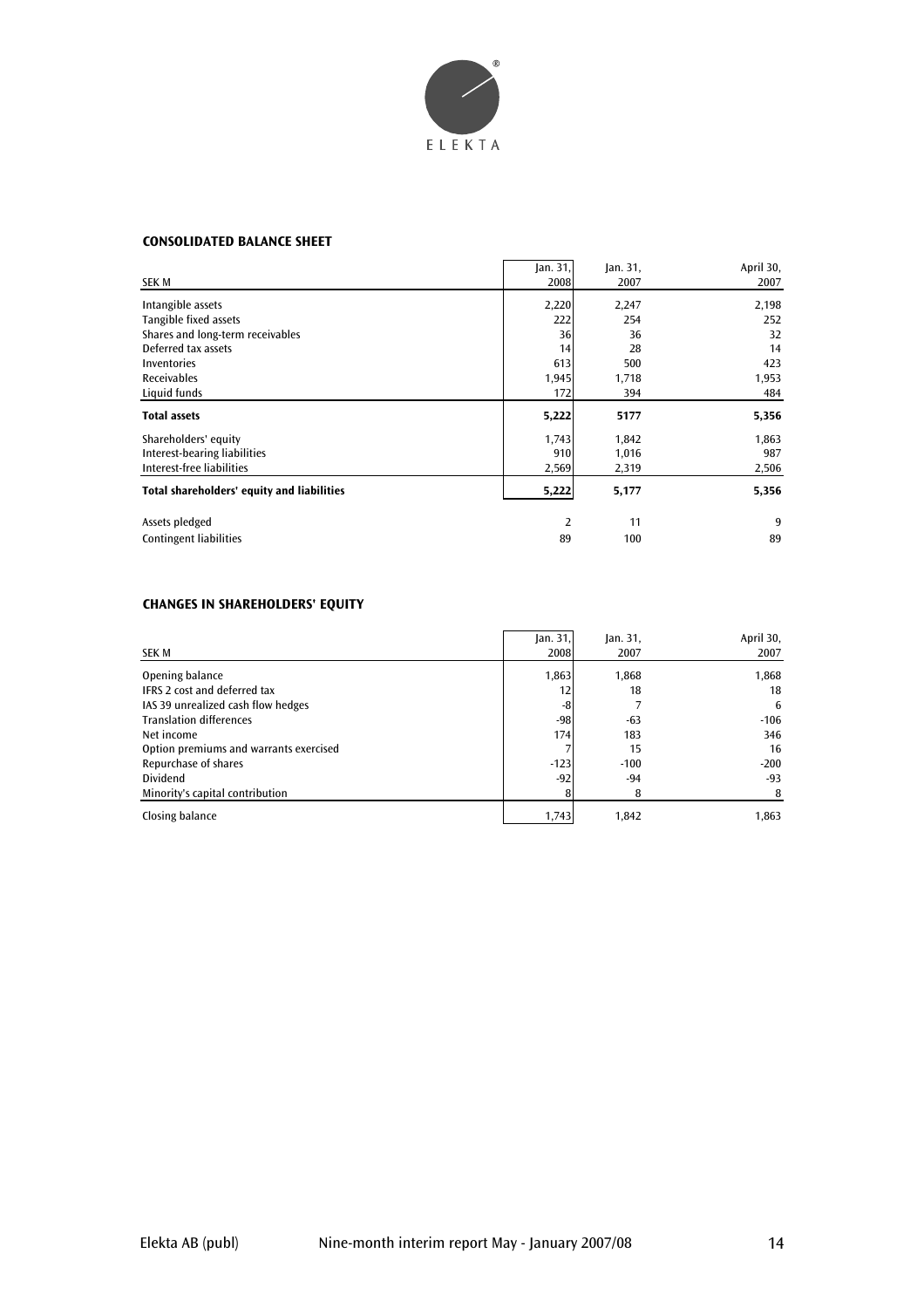## CONSOLIDATED BALANCE SHEET

| SEK M | Jan. 31, 2008 | Jan. 31, 2007 | April 30, 2007 |
|---|---|---|---|
| Intangible assets | 2,220 | 2,247 | 2,198 |
| Tangible fixed assets | 222 | 254 | 252 |
| Shares and long-term receivables | 36 | 36 | 32 |
| Deferred tax assets | 14 | 28 | 14 |
| Inventories | 613 | 500 | 423 |
| Receivables | 1,945 | 1,718 | 1,953 |
| Liquid funds | 172 | 394 | 484 |
| **Total assets** | **5,222** | **5177** | **5,356** |
| Shareholders' equity | 1,743 | 1,842 | 1,863 |
| Interest-bearing liabilities | 910 | 1,016 | 987 |
| Interest-free liabilities | 2,569 | 2,319 | 2,506 |
| **Total shareholders' equity and liabilities** | **5,222** | **5,177** | **5,356** |
| Assets pledged | 2 | 11 | 9 |
| Contingent liabilities | 89 | 100 | 89 |

## CHANGES IN SHAREHOLDERS' EQUITY

| SEK M | Jan. 31, 2008 | Jan. 31, 2007 | April 30, 2007 |
|---|---|---|---|
| Opening balance | 1,863 | 1,868 | 1,868 |
| IFRS 2 cost and deferred tax | 12 | 18 | 18 |
| IAS 39 unrealized cash flow hedges | -8 | 7 | 6 |
| Translation differences | -98 | -63 | -106 |
| Net income | 174 | 183 | 346 |
| Option premiums and warrants exercised | 7 | 15 | 16 |
| Repurchase of shares | -123 | -100 | -200 |
| Dividend | -92 | -94 | -93 |
| Minority's capital contribution | 8 | 8 | 8 |
| Closing balance | 1,743 | 1,842 | 1,863 |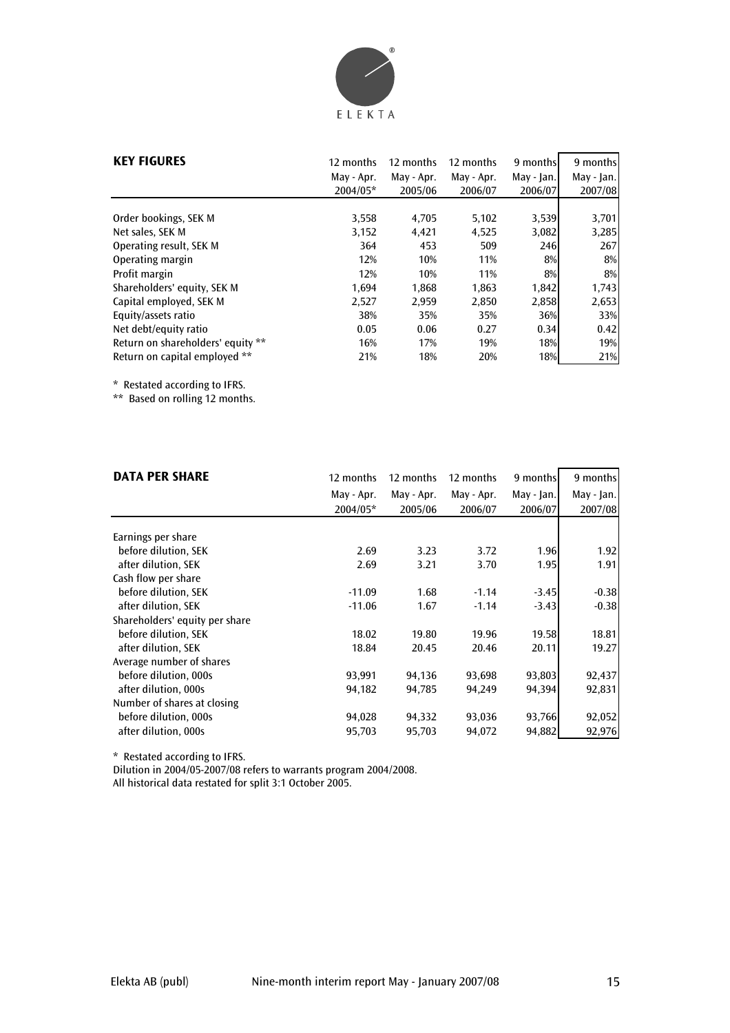## KEY FIGURES

| | 12 months May - Apr. 2004/05* | 12 months May - Apr. 2005/06 | 12 months May - Apr. 2006/07 | 9 months May - Jan. 2006/07 | 9 months May - Jan. 2007/08 |
|---|---|---|---|---|---|
| Order bookings, SEK M | 3,558 | 4,705 | 5,102 | 3,539 | 3,701 |
| Net sales, SEK M | 3,152 | 4,421 | 4,525 | 3,082 | 3,285 |
| Operating result, SEK M | 364 | 453 | 509 | 246 | 267 |
| Operating margin | 12% | 10% | 11% | 8% | 8% |
| Profit margin | 12% | 10% | 11% | 8% | 8% |
| Shareholders' equity, SEK M | 1,694 | 1,868 | 1,863 | 1,842 | 1,743 |
| Capital employed, SEK M | 2,527 | 2,959 | 2,850 | 2,858 | 2,653 |
| Equity/assets ratio | 38% | 35% | 35% | 36% | 33% |
| Net debt/equity ratio | 0.05 | 0.06 | 0.27 | 0.34 | 0.42 |
| Return on shareholders' equity ** | 16% | 17% | 19% | 18% | 19% |
| Return on capital employed ** | 21% | 18% | 20% | 18% | 21% |

* Restated according to IFRS.
** Based on rolling 12 months.

## DATA PER SHARE

| | 12 months May - Apr. 2004/05* | 12 months May - Apr. 2005/06 | 12 months May - Apr. 2006/07 | 9 months May - Jan. 2006/07 | 9 months May - Jan. 2007/08 |
|---|---|---|---|---|---|
| Earnings per share | | | | | |
| before dilution, SEK | 2.69 | 3.23 | 3.72 | 1.96 | 1.92 |
| after dilution, SEK | 2.69 | 3.21 | 3.70 | 1.95 | 1.91 |
| Cash flow per share | | | | | |
| before dilution, SEK | -11.09 | 1.68 | -1.14 | -3.45 | -0.38 |
| after dilution, SEK | -11.06 | 1.67 | -1.14 | -3.43 | -0.38 |
| Shareholders' equity per share | | | | | |
| before dilution, SEK | 18.02 | 19.80 | 19.96 | 19.58 | 18.81 |
| after dilution, SEK | 18.84 | 20.45 | 20.46 | 20.11 | 19.27 |
| Average number of shares | | | | | |
| before dilution, 000s | 93,991 | 94,136 | 93,698 | 93,803 | 92,437 |
| after dilution, 000s | 94,182 | 94,785 | 94,249 | 94,394 | 92,831 |
| Number of shares at closing | | | | | |
| before dilution, 000s | 94,028 | 94,332 | 93,036 | 93,766 | 92,052 |
| after dilution, 000s | 95,703 | 95,703 | 94,072 | 94,882 | 92,976 |

* Restated according to IFRS.
Dilution in 2004/05-2007/08 refers to warrants program 2004/2008.
All historical data restated for split 3:1 October 2005.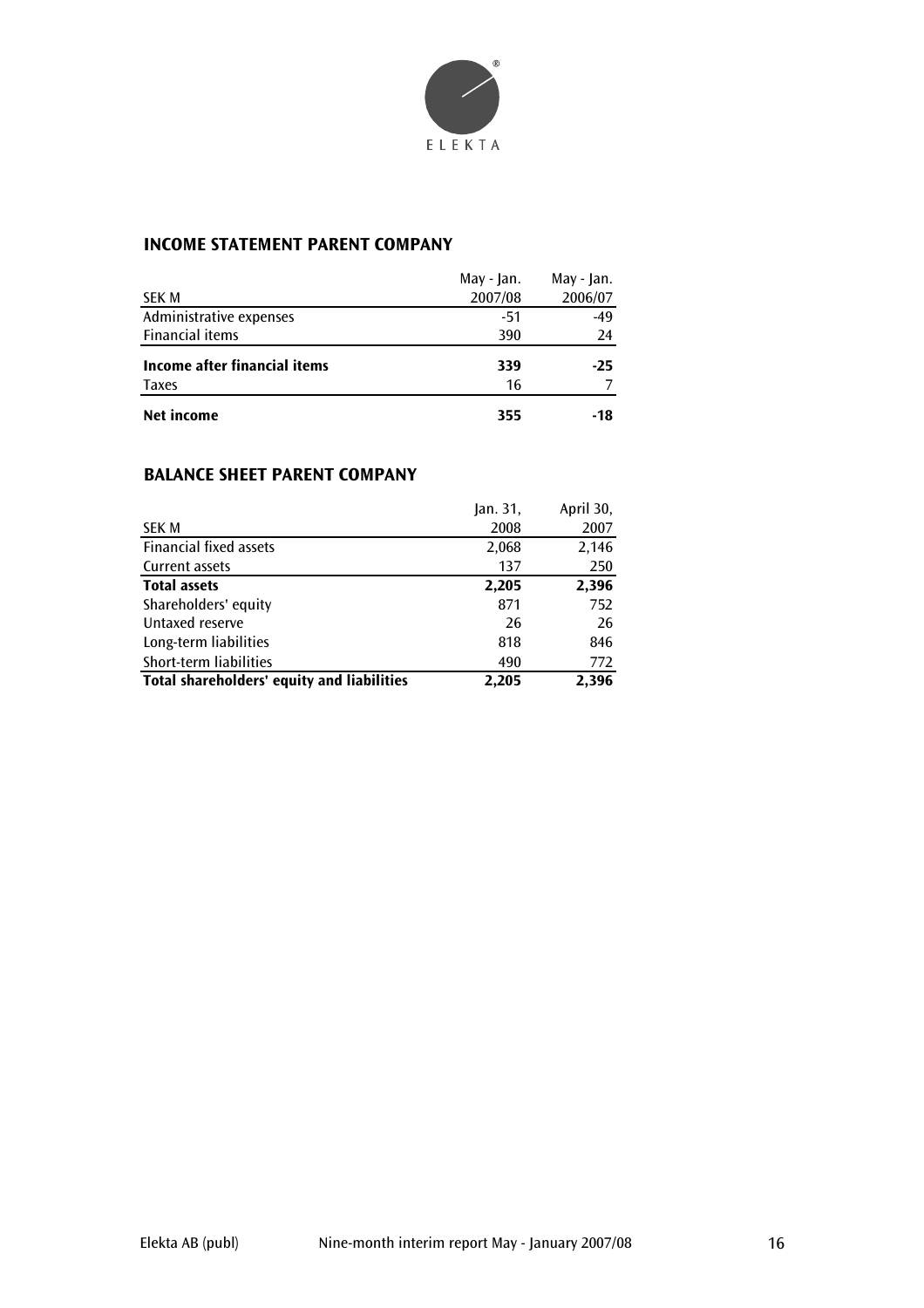## INCOME STATEMENT PARENT COMPANY

| SEK M | May - Jan. 2007/08 | May - Jan. 2006/07 |
|---|---|---|
| Administrative expenses | -51 | -49 |
| Financial items | 390 | 24 |
| **Income after financial items** | **339** | **-25** |
| Taxes | 16 | 7 |
| **Net income** | **355** | **-18** |

## BALANCE SHEET PARENT COMPANY

| SEK M | Jan. 31, 2008 | April 30, 2007 |
|---|---|---|
| Financial fixed assets | 2,068 | 2,146 |
| Current assets | 137 | 250 |
| **Total assets** | **2,205** | **2,396** |
| Shareholders' equity | 871 | 752 |
| Untaxed reserve | 26 | 26 |
| Long-term liabilities | 818 | 846 |
| Short-term liabilities | 490 | 772 |
| **Total shareholders' equity and liabilities** | **2,205** | **2,396** |